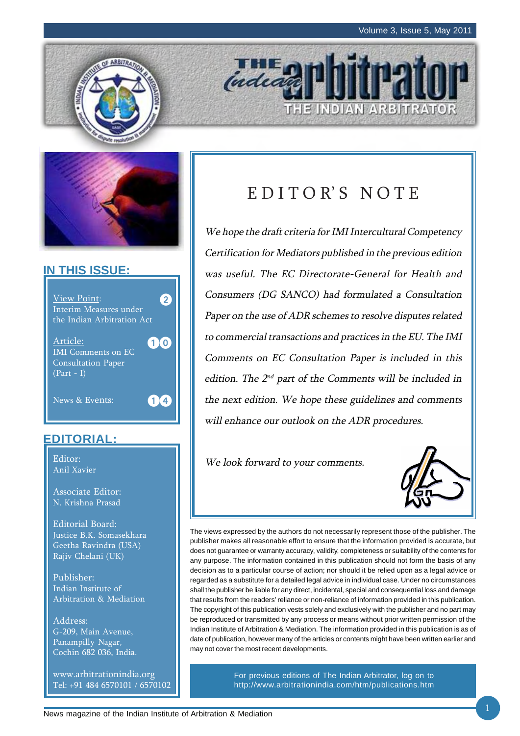# THE indian arbitrator

THE INDIAN ARBITRATOR

## IN THIS ISSUE:

View Point: Interim Measures under the Indian Arbitration Act — 2

Article: IMI Comments on EC Consultation Paper (Part - I) — 10

News & Events: — 14

## EDITORIAL:

Editor:
Anil Xavier

Associate Editor:
N. Krishna Prasad

Editorial Board:
Justice B.K. Somasekhara
Geetha Ravindra (USA)
Rajiv Chelani (UK)

Publisher:
Indian Institute of Arbitration & Mediation

Address:
G-209, Main Avenue,
Panampilly Nagar,
Cochin 682 036, India.

www.arbitrationindia.org
Tel: +91 484 6570101 / 6570102

# EDITOR'S NOTE

*We hope the draft criteria for IMI Intercultural Competency Certification for Mediators published in the previous edition was useful. The EC Directorate-General for Health and Consumers (DG SANCO) had formulated a Consultation Paper on the use of ADR schemes to resolve disputes related to commercial transactions and practices in the EU. The IMI Comments on EC Consultation Paper is included in this edition. The 2nd part of the Comments will be included in the next edition. We hope these guidelines and comments will enhance our outlook on the ADR procedures.*

*We look forward to your comments.*

The views expressed by the authors do not necessarily represent those of the publisher. The publisher makes all reasonable effort to ensure that the information provided is accurate, but does not guarantee or warranty accuracy, validity, completeness or suitability of the contents for any purpose. The information contained in this publication should not form the basis of any decision as to a particular course of action; nor should it be relied upon as a legal advice or regarded as a substitute for a detailed legal advice in individual case. Under no circumstances shall the publisher be liable for any direct, incidental, special and consequential loss and damage that results from the readers' reliance or non-reliance of information provided in this publication. The copyright of this publication vests solely and exclusively with the publisher and no part may be reproduced or transmitted by any process or means without prior written permission of the Indian Institute of Arbitration & Mediation. The information provided in this publication is as of date of publication, however many of the articles or contents might have been written earlier and may not cover the most recent developments.

For previous editions of The Indian Arbitrator, log on to http://www.arbitrationindia.com/htm/publications.htm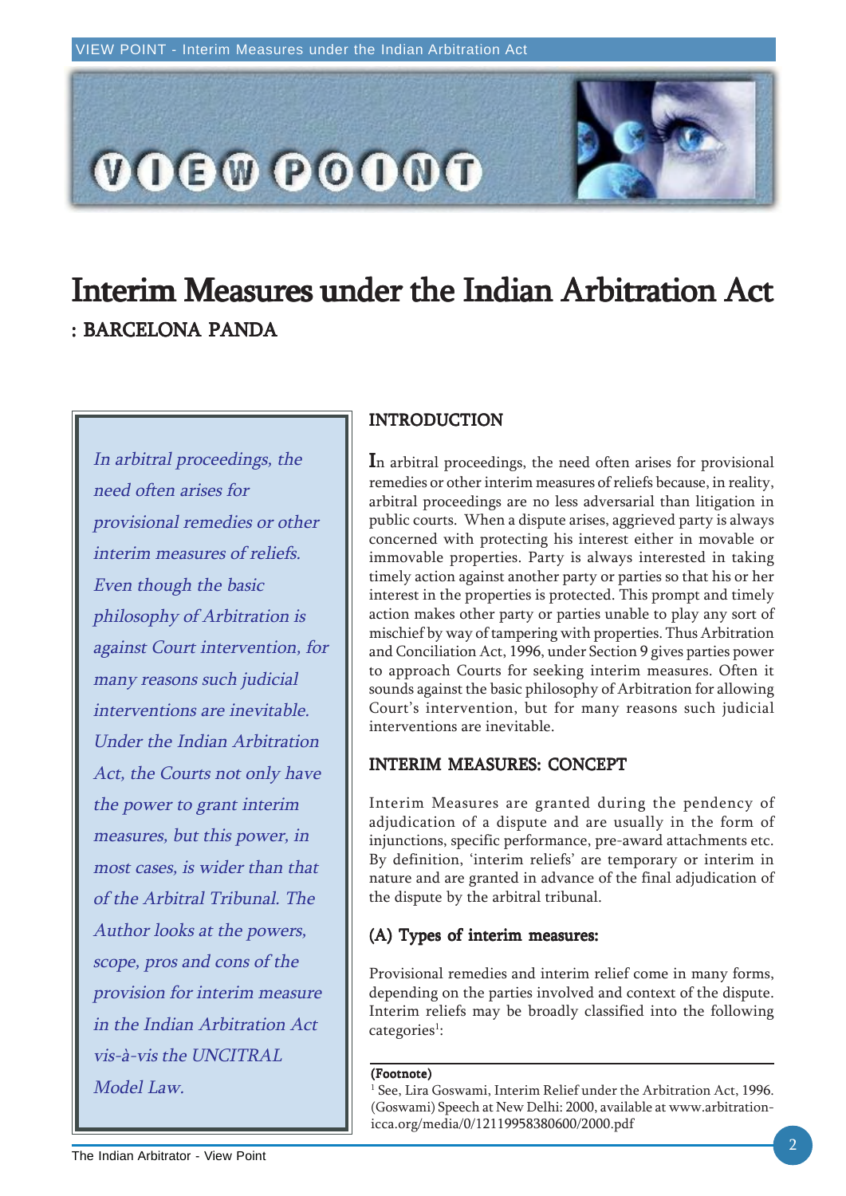# Interim Measures under the Indian Arbitration Act

**: BARCELONA PANDA**

*In arbitral proceedings, the need often arises for provisional remedies or other interim measures of reliefs. Even though the basic philosophy of Arbitration is against Court intervention, for many reasons such judicial interventions are inevitable. Under the Indian Arbitration Act, the Courts not only have the power to grant interim measures, but this power, in most cases, is wider than that of the Arbitral Tribunal. The Author looks at the powers, scope, pros and cons of the provision for interim measure in the Indian Arbitration Act vis-à-vis the UNCITRAL Model Law.*

## INTRODUCTION

In arbitral proceedings, the need often arises for provisional remedies or other interim measures of reliefs because, in reality, arbitral proceedings are no less adversarial than litigation in public courts. When a dispute arises, aggrieved party is always concerned with protecting his interest either in movable or immovable properties. Party is always interested in taking timely action against another party or parties so that his or her interest in the properties is protected. This prompt and timely action makes other party or parties unable to play any sort of mischief by way of tampering with properties. Thus Arbitration and Conciliation Act, 1996, under Section 9 gives parties power to approach Courts for seeking interim measures. Often it sounds against the basic philosophy of Arbitration for allowing Court's intervention, but for many reasons such judicial interventions are inevitable.

## INTERIM MEASURES: CONCEPT

Interim Measures are granted during the pendency of adjudication of a dispute and are usually in the form of injunctions, specific performance, pre-award attachments etc. By definition, 'interim reliefs' are temporary or interim in nature and are granted in advance of the final adjudication of the dispute by the arbitral tribunal.

### (A) Types of interim measures:

Provisional remedies and interim relief come in many forms, depending on the parties involved and context of the dispute. Interim reliefs may be broadly classified into the following categories[1]:

**(Footnote)**

[1] See, Lira Goswami, Interim Relief under the Arbitration Act, 1996. (Goswami) Speech at New Delhi: 2000, available at www.arbitration-icca.org/media/0/12119958380600/2000.pdf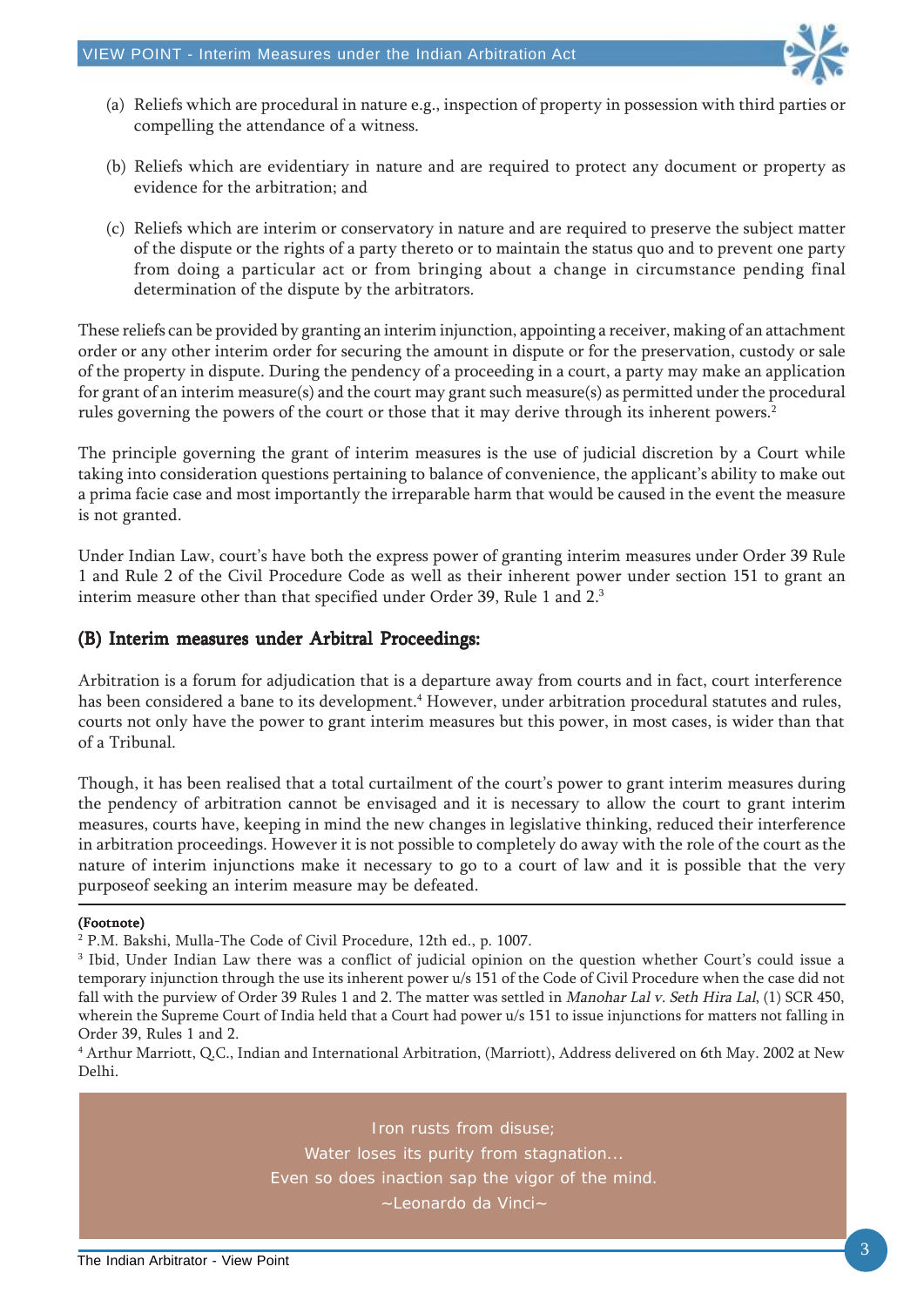(a) Reliefs which are procedural in nature e.g., inspection of property in possession with third parties or compelling the attendance of a witness.

(b) Reliefs which are evidentiary in nature and are required to protect any document or property as evidence for the arbitration; and

(c) Reliefs which are interim or conservatory in nature and are required to preserve the subject matter of the dispute or the rights of a party thereto or to maintain the status quo and to prevent one party from doing a particular act or from bringing about a change in circumstance pending final determination of the dispute by the arbitrators.

These reliefs can be provided by granting an interim injunction, appointing a receiver, making of an attachment order or any other interim order for securing the amount in dispute or for the preservation, custody or sale of the property in dispute. During the pendency of a proceeding in a court, a party may make an application for grant of an interim measure(s) and the court may grant such measure(s) as permitted under the procedural rules governing the powers of the court or those that it may derive through its inherent powers.[2]

The principle governing the grant of interim measures is the use of judicial discretion by a Court while taking into consideration questions pertaining to balance of convenience, the applicant's ability to make out a prima facie case and most importantly the irreparable harm that would be caused in the event the measure is not granted.

Under Indian Law, court's have both the express power of granting interim measures under Order 39 Rule 1 and Rule 2 of the Civil Procedure Code as well as their inherent power under section 151 to grant an interim measure other than that specified under Order 39, Rule 1 and 2.[3]

## (B) Interim measures under Arbitral Proceedings:

Arbitration is a forum for adjudication that is a departure away from courts and in fact, court interference has been considered a bane to its development.[4] However, under arbitration procedural statutes and rules, courts not only have the power to grant interim measures but this power, in most cases, is wider than that of a Tribunal.

Though, it has been realised that a total curtailment of the court's power to grant interim measures during the pendency of arbitration cannot be envisaged and it is necessary to allow the court to grant interim measures, courts have, keeping in mind the new changes in legislative thinking, reduced their interference in arbitration proceedings. However it is not possible to completely do away with the role of the court as the nature of interim injunctions make it necessary to go to a court of law and it is possible that the very purposeof seeking an interim measure may be defeated.

**(Footnote)**

[2] P.M. Bakshi, Mulla-The Code of Civil Procedure, 12th ed., p. 1007.

[3] Ibid, Under Indian Law there was a conflict of judicial opinion on the question whether Court's could issue a temporary injunction through the use its inherent power u/s 151 of the Code of Civil Procedure when the case did not fall with the purview of Order 39 Rules 1 and 2. The matter was settled in *Manohar Lal v. Seth Hira Lal*, (1) SCR 450, wherein the Supreme Court of India held that a Court had power u/s 151 to issue injunctions for matters not falling in Order 39, Rules 1 and 2.

[4] Arthur Marriott, Q.C., Indian and International Arbitration, (Marriott), Address delivered on 6th May. 2002 at New Delhi.

Iron rusts from disuse;
Water loses its purity from stagnation...
Even so does inaction sap the vigor of the mind.
~Leonardo da Vinci~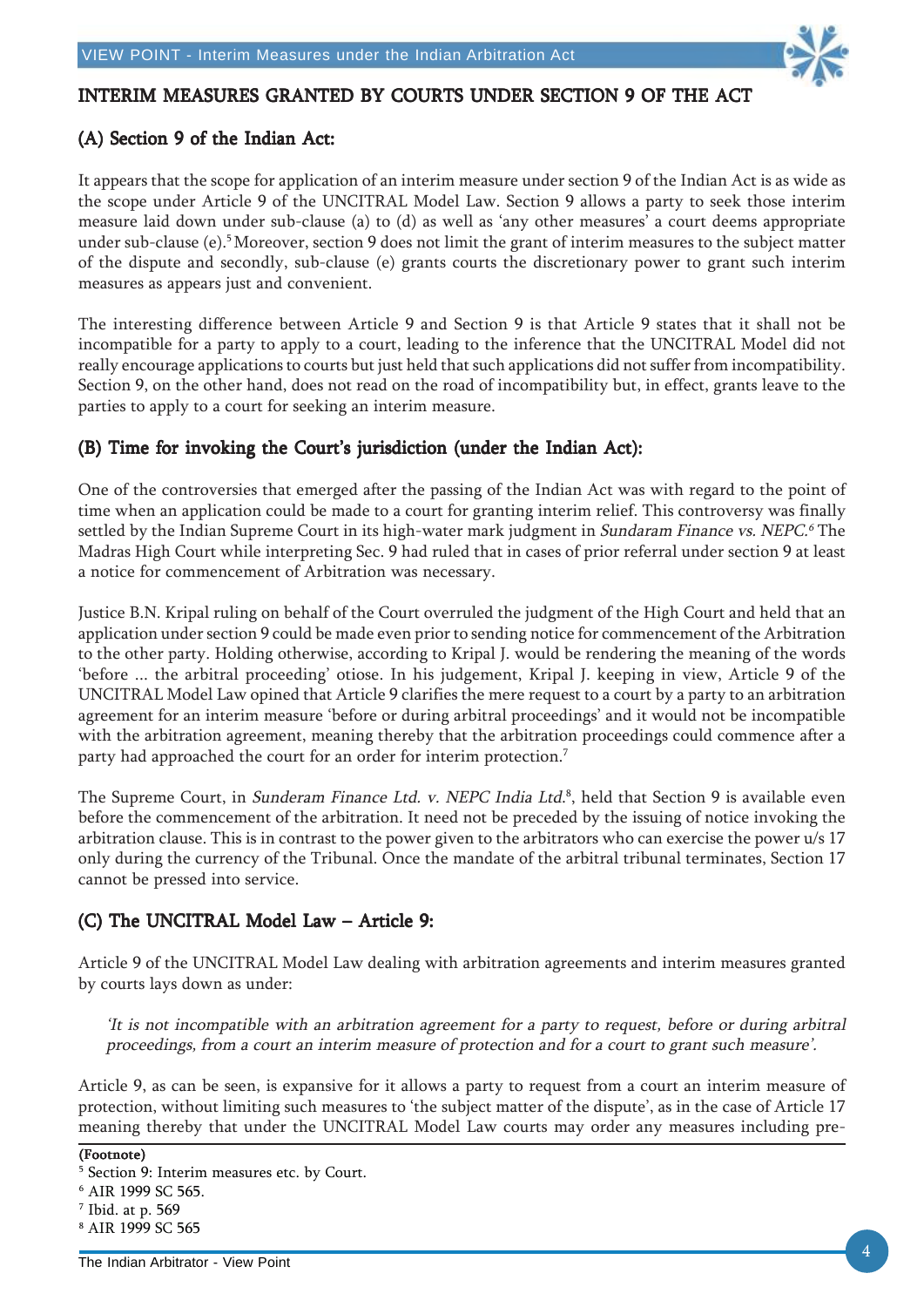## INTERIM MEASURES GRANTED BY COURTS UNDER SECTION 9 OF THE ACT

### (A) Section 9 of the Indian Act:

It appears that the scope for application of an interim measure under section 9 of the Indian Act is as wide as the scope under Article 9 of the UNCITRAL Model Law. Section 9 allows a party to seek those interim measure laid down under sub-clause (a) to (d) as well as 'any other measures' a court deems appropriate under sub-clause (e).[5] Moreover, section 9 does not limit the grant of interim measures to the subject matter of the dispute and secondly, sub-clause (e) grants courts the discretionary power to grant such interim measures as appears just and convenient.

The interesting difference between Article 9 and Section 9 is that Article 9 states that it shall not be incompatible for a party to apply to a court, leading to the inference that the UNCITRAL Model did not really encourage applications to courts but just held that such applications did not suffer from incompatibility. Section 9, on the other hand, does not read on the road of incompatibility but, in effect, grants leave to the parties to apply to a court for seeking an interim measure.

### (B) Time for invoking the Court's jurisdiction (under the Indian Act):

One of the controversies that emerged after the passing of the Indian Act was with regard to the point of time when an application could be made to a court for granting interim relief. This controversy was finally settled by the Indian Supreme Court in its high-water mark judgment in *Sundaram Finance vs. NEPC.*[6] The Madras High Court while interpreting Sec. 9 had ruled that in cases of prior referral under section 9 at least a notice for commencement of Arbitration was necessary.

Justice B.N. Kripal ruling on behalf of the Court overruled the judgment of the High Court and held that an application under section 9 could be made even prior to sending notice for commencement of the Arbitration to the other party. Holding otherwise, according to Kripal J. would be rendering the meaning of the words 'before ... the arbitral proceeding' otiose. In his judgement, Kripal J. keeping in view, Article 9 of the UNCITRAL Model Law opined that Article 9 clarifies the mere request to a court by a party to an arbitration agreement for an interim measure 'before or during arbitral proceedings' and it would not be incompatible with the arbitration agreement, meaning thereby that the arbitration proceedings could commence after a party had approached the court for an order for interim protection.[7]

The Supreme Court, in *Sunderam Finance Ltd. v. NEPC India Ltd.*[8], held that Section 9 is available even before the commencement of the arbitration. It need not be preceded by the issuing of notice invoking the arbitration clause. This is in contrast to the power given to the arbitrators who can exercise the power u/s 17 only during the currency of the Tribunal. Once the mandate of the arbitral tribunal terminates, Section 17 cannot be pressed into service.

### (C) The UNCITRAL Model Law – Article 9:

Article 9 of the UNCITRAL Model Law dealing with arbitration agreements and interim measures granted by courts lays down as under:

> *'It is not incompatible with an arbitration agreement for a party to request, before or during arbitral proceedings, from a court an interim measure of protection and for a court to grant such measure'.*

Article 9, as can be seen, is expansive for it allows a party to request from a court an interim measure of protection, without limiting such measures to 'the subject matter of the dispute', as in the case of Article 17 meaning thereby that under the UNCITRAL Model Law courts may order any measures including pre-

**(Footnote)**

[5] Section 9: Interim measures etc. by Court.

[6] AIR 1999 SC 565.

[7] Ibid. at p. 569

[8] AIR 1999 SC 565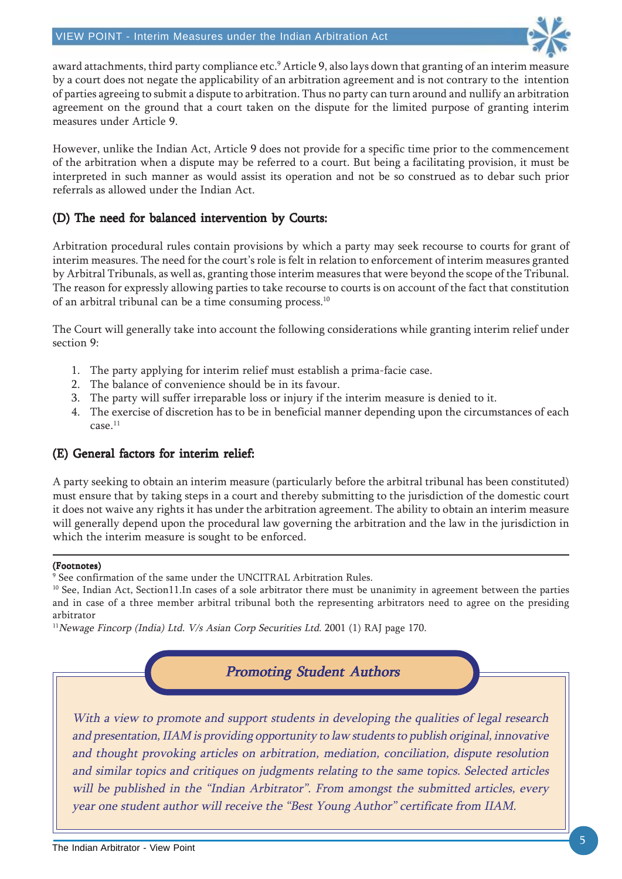award attachments, third party compliance etc.[9] Article 9, also lays down that granting of an interim measure by a court does not negate the applicability of an arbitration agreement and is not contrary to the intention of parties agreeing to submit a dispute to arbitration. Thus no party can turn around and nullify an arbitration agreement on the ground that a court taken on the dispute for the limited purpose of granting interim measures under Article 9.

However, unlike the Indian Act, Article 9 does not provide for a specific time prior to the commencement of the arbitration when a dispute may be referred to a court. But being a facilitating provision, it must be interpreted in such manner as would assist its operation and not be so construed as to debar such prior referrals as allowed under the Indian Act.

### (D) The need for balanced intervention by Courts:

Arbitration procedural rules contain provisions by which a party may seek recourse to courts for grant of interim measures. The need for the court's role is felt in relation to enforcement of interim measures granted by Arbitral Tribunals, as well as, granting those interim measures that were beyond the scope of the Tribunal. The reason for expressly allowing parties to take recourse to courts is on account of the fact that constitution of an arbitral tribunal can be a time consuming process.[10]

The Court will generally take into account the following considerations while granting interim relief under section 9:

1. The party applying for interim relief must establish a prima-facie case.
2. The balance of convenience should be in its favour.
3. The party will suffer irreparable loss or injury if the interim measure is denied to it.
4. The exercise of discretion has to be in beneficial manner depending upon the circumstances of each case.[11]

### (E) General factors for interim relief:

A party seeking to obtain an interim measure (particularly before the arbitral tribunal has been constituted) must ensure that by taking steps in a court and thereby submitting to the jurisdiction of the domestic court it does not waive any rights it has under the arbitration agreement. The ability to obtain an interim measure will generally depend upon the procedural law governing the arbitration and the law in the jurisdiction in which the interim measure is sought to be enforced.

---

**(Footnotes)**

[9] See confirmation of the same under the UNCITRAL Arbitration Rules.

[10] See, Indian Act, Section11.In cases of a sole arbitrator there must be unanimity in agreement between the parties and in case of a three member arbitral tribunal both the representing arbitrators need to agree on the presiding arbitrator

[11] *Newage Fincorp (India) Ltd. V/s Asian Corp Securities Ltd.* 2001 (1) RAJ page 170.

### *Promoting Student Authors*

*With a view to promote and support students in developing the qualities of legal research and presentation, IIAM is providing opportunity to law students to publish original, innovative and thought provoking articles on arbitration, mediation, conciliation, dispute resolution and similar topics and critiques on judgments relating to the same topics. Selected articles will be published in the "Indian Arbitrator". From amongst the submitted articles, every year one student author will receive the "Best Young Author" certificate from IIAM.*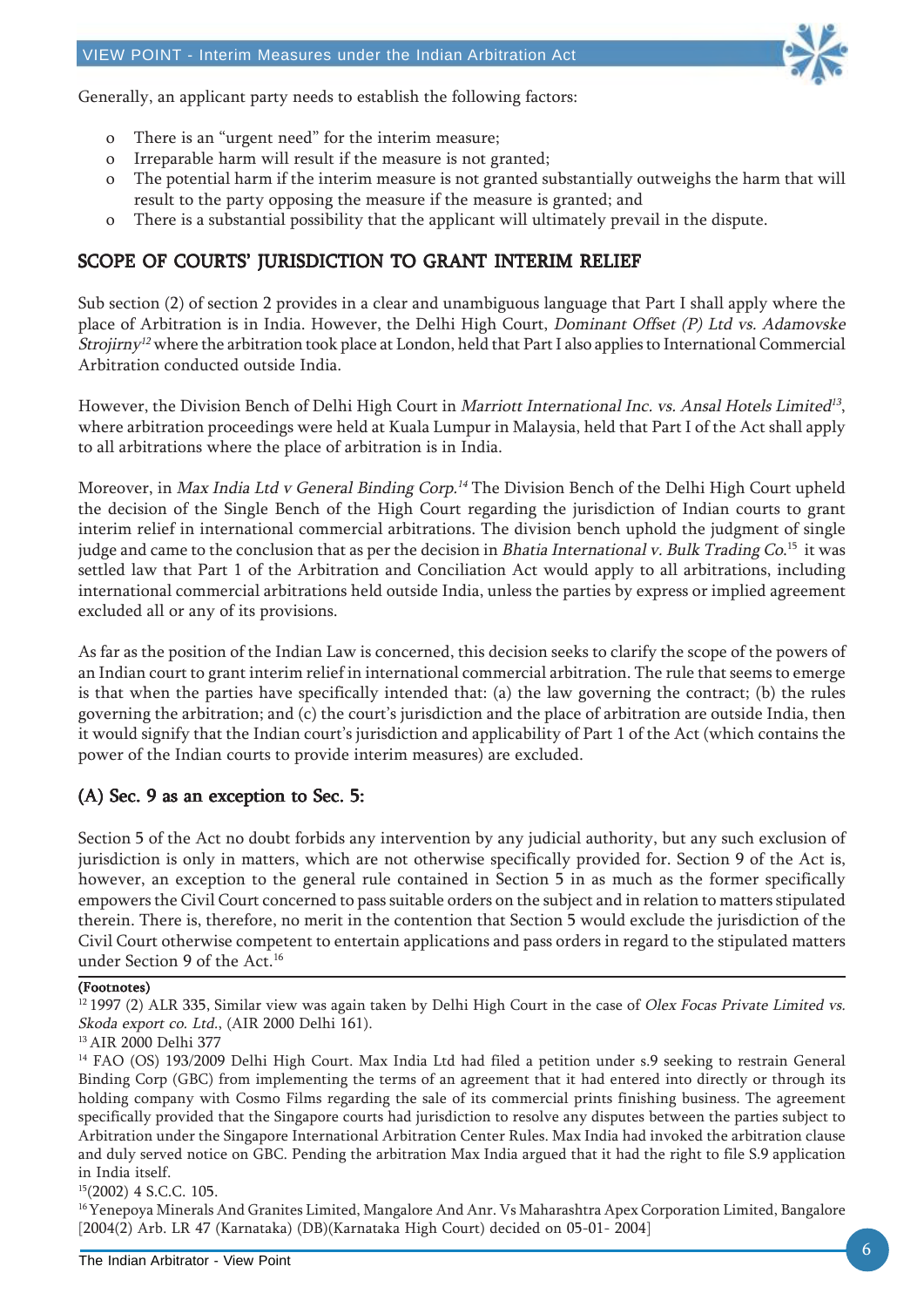Generally, an applicant party needs to establish the following factors:

- There is an "urgent need" for the interim measure;
- Irreparable harm will result if the measure is not granted;
- The potential harm if the interim measure is not granted substantially outweighs the harm that will result to the party opposing the measure if the measure is granted; and
- There is a substantial possibility that the applicant will ultimately prevail in the dispute.

## SCOPE OF COURTS' JURISDICTION TO GRANT INTERIM RELIEF

Sub section (2) of section 2 provides in a clear and unambiguous language that Part I shall apply where the place of Arbitration is in India. However, the Delhi High Court, *Dominant Offset (P) Ltd vs. Adamovske Strojirny*[12] where the arbitration took place at London, held that Part I also applies to International Commercial Arbitration conducted outside India.

However, the Division Bench of Delhi High Court in *Marriott International Inc. vs. Ansal Hotels Limited*[13], where arbitration proceedings were held at Kuala Lumpur in Malaysia, held that Part I of the Act shall apply to all arbitrations where the place of arbitration is in India.

Moreover, in *Max India Ltd v General Binding Corp.*[14] The Division Bench of the Delhi High Court upheld the decision of the Single Bench of the High Court regarding the jurisdiction of Indian courts to grant interim relief in international commercial arbitrations. The division bench uphold the judgment of single judge and came to the conclusion that as per the decision in *Bhatia International v. Bulk Trading Co.*[15] it was settled law that Part 1 of the Arbitration and Conciliation Act would apply to all arbitrations, including international commercial arbitrations held outside India, unless the parties by express or implied agreement excluded all or any of its provisions.

As far as the position of the Indian Law is concerned, this decision seeks to clarify the scope of the powers of an Indian court to grant interim relief in international commercial arbitration. The rule that seems to emerge is that when the parties have specifically intended that: (a) the law governing the contract; (b) the rules governing the arbitration; and (c) the court's jurisdiction and the place of arbitration are outside India, then it would signify that the Indian court's jurisdiction and applicability of Part 1 of the Act (which contains the power of the Indian courts to provide interim measures) are excluded.

### (A) Sec. 9 as an exception to Sec. 5:

Section 5 of the Act no doubt forbids any intervention by any judicial authority, but any such exclusion of jurisdiction is only in matters, which are not otherwise specifically provided for. Section 9 of the Act is, however, an exception to the general rule contained in Section 5 in as much as the former specifically empowers the Civil Court concerned to pass suitable orders on the subject and in relation to matters stipulated therein. There is, therefore, no merit in the contention that Section 5 would exclude the jurisdiction of the Civil Court otherwise competent to entertain applications and pass orders in regard to the stipulated matters under Section 9 of the Act.[16]

---

**(Footnotes)**

[12] 1997 (2) ALR 335, Similar view was again taken by Delhi High Court in the case of *Olex Focas Private Limited vs. Skoda export co. Ltd.*, (AIR 2000 Delhi 161).

[13] AIR 2000 Delhi 377

[14] FAO (OS) 193/2009 Delhi High Court. Max India Ltd had filed a petition under s.9 seeking to restrain General Binding Corp (GBC) from implementing the terms of an agreement that it had entered into directly or through its holding company with Cosmo Films regarding the sale of its commercial prints finishing business. The agreement specifically provided that the Singapore courts had jurisdiction to resolve any disputes between the parties subject to Arbitration under the Singapore International Arbitration Center Rules. Max India had invoked the arbitration clause and duly served notice on GBC. Pending the arbitration Max India argued that it had the right to file S.9 application in India itself.

[15] (2002) 4 S.C.C. 105.

[16] Yenepoya Minerals And Granites Limited, Mangalore And Anr. Vs Maharashtra Apex Corporation Limited, Bangalore [2004(2) Arb. LR 47 (Karnataka) (DB)(Karnataka High Court) decided on 05-01- 2004]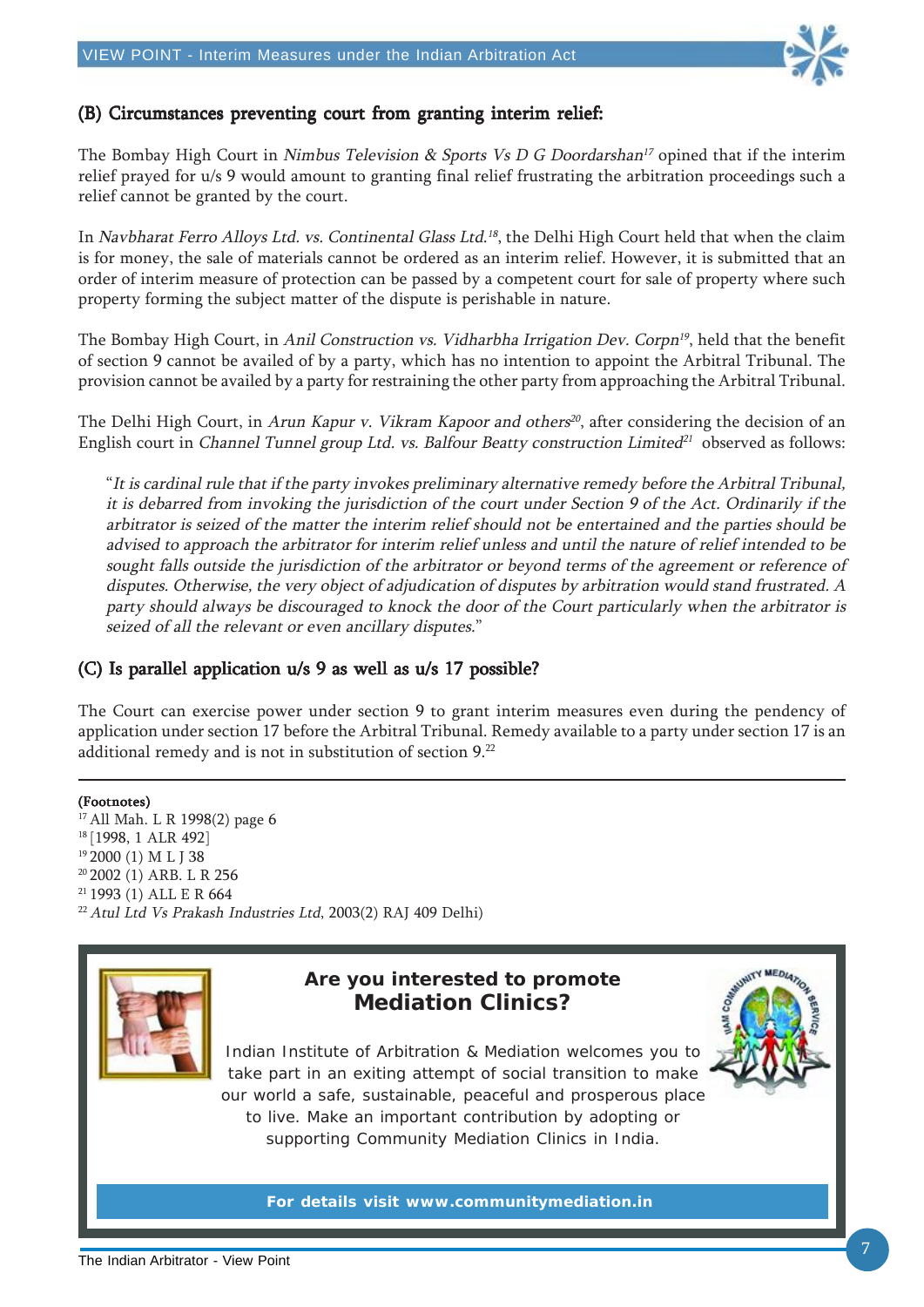### (B) Circumstances preventing court from granting interim relief:

The Bombay High Court in *Nimbus Television & Sports Vs D G Doordarshan*[17] opined that if the interim relief prayed for u/s 9 would amount to granting final relief frustrating the arbitration proceedings such a relief cannot be granted by the court.

In *Navbharat Ferro Alloys Ltd. vs. Continental Glass Ltd.*[18], the Delhi High Court held that when the claim is for money, the sale of materials cannot be ordered as an interim relief. However, it is submitted that an order of interim measure of protection can be passed by a competent court for sale of property where such property forming the subject matter of the dispute is perishable in nature.

The Bombay High Court, in *Anil Construction vs. Vidharbha Irrigation Dev. Corpn*[19], held that the benefit of section 9 cannot be availed of by a party, which has no intention to appoint the Arbitral Tribunal. The provision cannot be availed by a party for restraining the other party from approaching the Arbitral Tribunal.

The Delhi High Court, in *Arun Kapur v. Vikram Kapoor and others*[20], after considering the decision of an English court in *Channel Tunnel group Ltd. vs. Balfour Beatty construction Limited*[21] observed as follows:

> "*It is cardinal rule that if the party invokes preliminary alternative remedy before the Arbitral Tribunal, it is debarred from invoking the jurisdiction of the court under Section 9 of the Act. Ordinarily if the arbitrator is seized of the matter the interim relief should not be entertained and the parties should be advised to approach the arbitrator for interim relief unless and until the nature of relief intended to be sought falls outside the jurisdiction of the arbitrator or beyond terms of the agreement or reference of disputes. Otherwise, the very object of adjudication of disputes by arbitration would stand frustrated. A party should always be discouraged to knock the door of the Court particularly when the arbitrator is seized of all the relevant or even ancillary disputes.*"

### (C) Is parallel application u/s 9 as well as u/s 17 possible?

The Court can exercise power under section 9 to grant interim measures even during the pendency of application under section 17 before the Arbitral Tribunal. Remedy available to a party under section 17 is an additional remedy and is not in substitution of section 9.[22]

---

**(Footnotes)**

[17] All Mah. L R 1998(2) page 6
[18] [1998, 1 ALR 492]
[19] 2000 (1) M L J 38
[20] 2002 (1) ARB. L R 256
[21] 1993 (1) ALL E R 664
[22] *Atul Ltd Vs Prakash Industries Ltd*, 2003(2) RAJ 409 Delhi)

---

**Are you interested to promote Mediation Clinics?**

Indian Institute of Arbitration & Mediation welcomes you to take part in an exiting attempt of social transition to make our world a safe, sustainable, peaceful and prosperous place to live. Make an important contribution by adopting or supporting Community Mediation Clinics in India.

**For details visit www.communitymediation.in**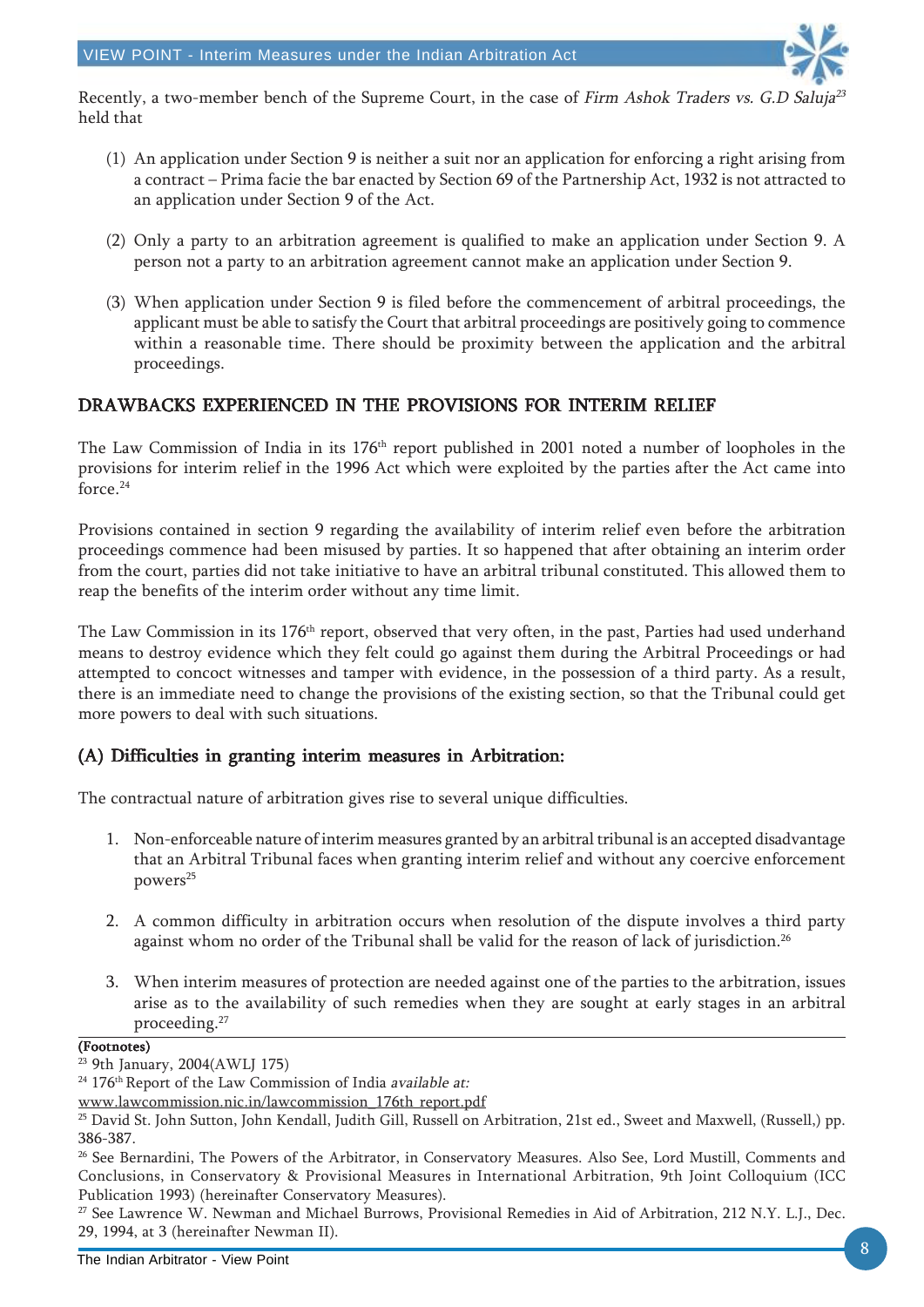Recently, a two-member bench of the Supreme Court, in the case of *Firm Ashok Traders vs. G.D Saluja*[23] held that

(1) An application under Section 9 is neither a suit nor an application for enforcing a right arising from a contract – Prima facie the bar enacted by Section 69 of the Partnership Act, 1932 is not attracted to an application under Section 9 of the Act.

(2) Only a party to an arbitration agreement is qualified to make an application under Section 9. A person not a party to an arbitration agreement cannot make an application under Section 9.

(3) When application under Section 9 is filed before the commencement of arbitral proceedings, the applicant must be able to satisfy the Court that arbitral proceedings are positively going to commence within a reasonable time. There should be proximity between the application and the arbitral proceedings.

## DRAWBACKS EXPERIENCED IN THE PROVISIONS FOR INTERIM RELIEF

The Law Commission of India in its 176th report published in 2001 noted a number of loopholes in the provisions for interim relief in the 1996 Act which were exploited by the parties after the Act came into force.[24]

Provisions contained in section 9 regarding the availability of interim relief even before the arbitration proceedings commence had been misused by parties. It so happened that after obtaining an interim order from the court, parties did not take initiative to have an arbitral tribunal constituted. This allowed them to reap the benefits of the interim order without any time limit.

The Law Commission in its 176th report, observed that very often, in the past, Parties had used underhand means to destroy evidence which they felt could go against them during the Arbitral Proceedings or had attempted to concoct witnesses and tamper with evidence, in the possession of a third party. As a result, there is an immediate need to change the provisions of the existing section, so that the Tribunal could get more powers to deal with such situations.

### (A) Difficulties in granting interim measures in Arbitration:

The contractual nature of arbitration gives rise to several unique difficulties.

1. Non-enforceable nature of interim measures granted by an arbitral tribunal is an accepted disadvantage that an Arbitral Tribunal faces when granting interim relief and without any coercive enforcement powers[25]

2. A common difficulty in arbitration occurs when resolution of the dispute involves a third party against whom no order of the Tribunal shall be valid for the reason of lack of jurisdiction.[26]

3. When interim measures of protection are needed against one of the parties to the arbitration, issues arise as to the availability of such remedies when they are sought at early stages in an arbitral proceeding.[27]

**(Footnotes)**

[23] 9th January, 2004(AWLJ 175)

[24] 176th Report of the Law Commission of India *available at:* www.lawcommission.nic.in/lawcommission_176th_report.pdf

[25] David St. John Sutton, John Kendall, Judith Gill, Russell on Arbitration, 21st ed., Sweet and Maxwell, (Russell,) pp. 386-387.

[26] See Bernardini, The Powers of the Arbitrator, in Conservatory Measures. Also See, Lord Mustill, Comments and Conclusions, in Conservatory & Provisional Measures in International Arbitration, 9th Joint Colloquium (ICC Publication 1993) (hereinafter Conservatory Measures).

[27] See Lawrence W. Newman and Michael Burrows, Provisional Remedies in Aid of Arbitration, 212 N.Y. L.J., Dec. 29, 1994, at 3 (hereinafter Newman II).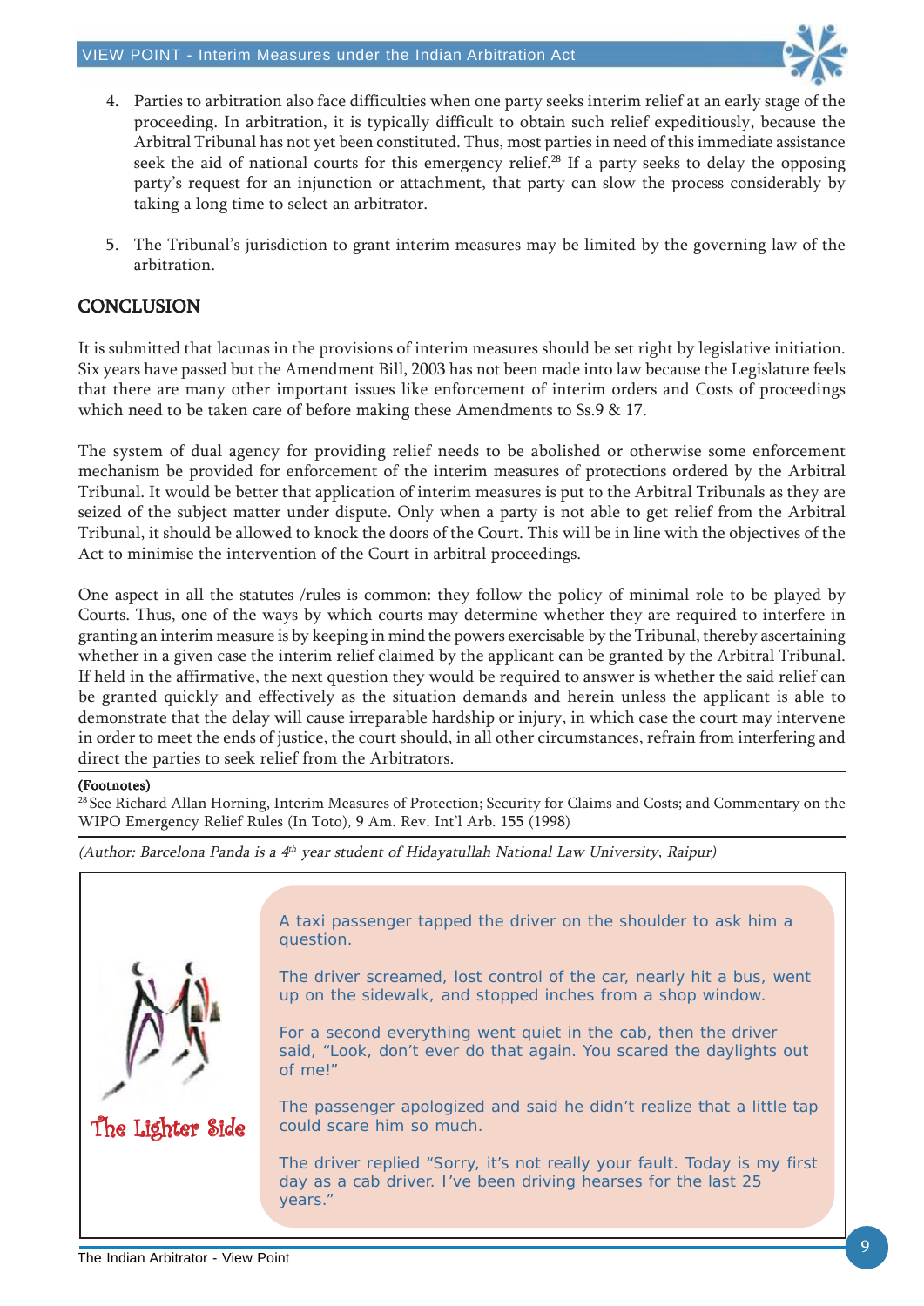4. Parties to arbitration also face difficulties when one party seeks interim relief at an early stage of the proceeding. In arbitration, it is typically difficult to obtain such relief expeditiously, because the Arbitral Tribunal has not yet been constituted. Thus, most parties in need of this immediate assistance seek the aid of national courts for this emergency relief.[28] If a party seeks to delay the opposing party's request for an injunction or attachment, that party can slow the process considerably by taking a long time to select an arbitrator.

5. The Tribunal's jurisdiction to grant interim measures may be limited by the governing law of the arbitration.

## CONCLUSION

It is submitted that lacunas in the provisions of interim measures should be set right by legislative initiation. Six years have passed but the Amendment Bill, 2003 has not been made into law because the Legislature feels that there are many other important issues like enforcement of interim orders and Costs of proceedings which need to be taken care of before making these Amendments to Ss.9 & 17.

The system of dual agency for providing relief needs to be abolished or otherwise some enforcement mechanism be provided for enforcement of the interim measures of protections ordered by the Arbitral Tribunal. It would be better that application of interim measures is put to the Arbitral Tribunals as they are seized of the subject matter under dispute. Only when a party is not able to get relief from the Arbitral Tribunal, it should be allowed to knock the doors of the Court. This will be in line with the objectives of the Act to minimise the intervention of the Court in arbitral proceedings.

One aspect in all the statutes /rules is common: they follow the policy of minimal role to be played by Courts. Thus, one of the ways by which courts may determine whether they are required to interfere in granting an interim measure is by keeping in mind the powers exercisable by the Tribunal, thereby ascertaining whether in a given case the interim relief claimed by the applicant can be granted by the Arbitral Tribunal. If held in the affirmative, the next question they would be required to answer is whether the said relief can be granted quickly and effectively as the situation demands and herein unless the applicant is able to demonstrate that the delay will cause irreparable hardship or injury, in which case the court may intervene in order to meet the ends of justice, the court should, in all other circumstances, refrain from interfering and direct the parties to seek relief from the Arbitrators.

**(Footnotes)**

[28] See Richard Allan Horning, Interim Measures of Protection; Security for Claims and Costs; and Commentary on the WIPO Emergency Relief Rules (In Toto), 9 Am. Rev. Int'l Arb. 155 (1998)

*(Author: Barcelona Panda is a 4th year student of Hidayatullah National Law University, Raipur)*

### The Lighter Side

A taxi passenger tapped the driver on the shoulder to ask him a question.

The driver screamed, lost control of the car, nearly hit a bus, went up on the sidewalk, and stopped inches from a shop window.

For a second everything went quiet in the cab, then the driver said, "Look, don't ever do that again. You scared the daylights out of me!"

The passenger apologized and said he didn't realize that a little tap could scare him so much.

The driver replied "Sorry, it's not really your fault. Today is my first day as a cab driver. I've been driving hearses for the last 25 years."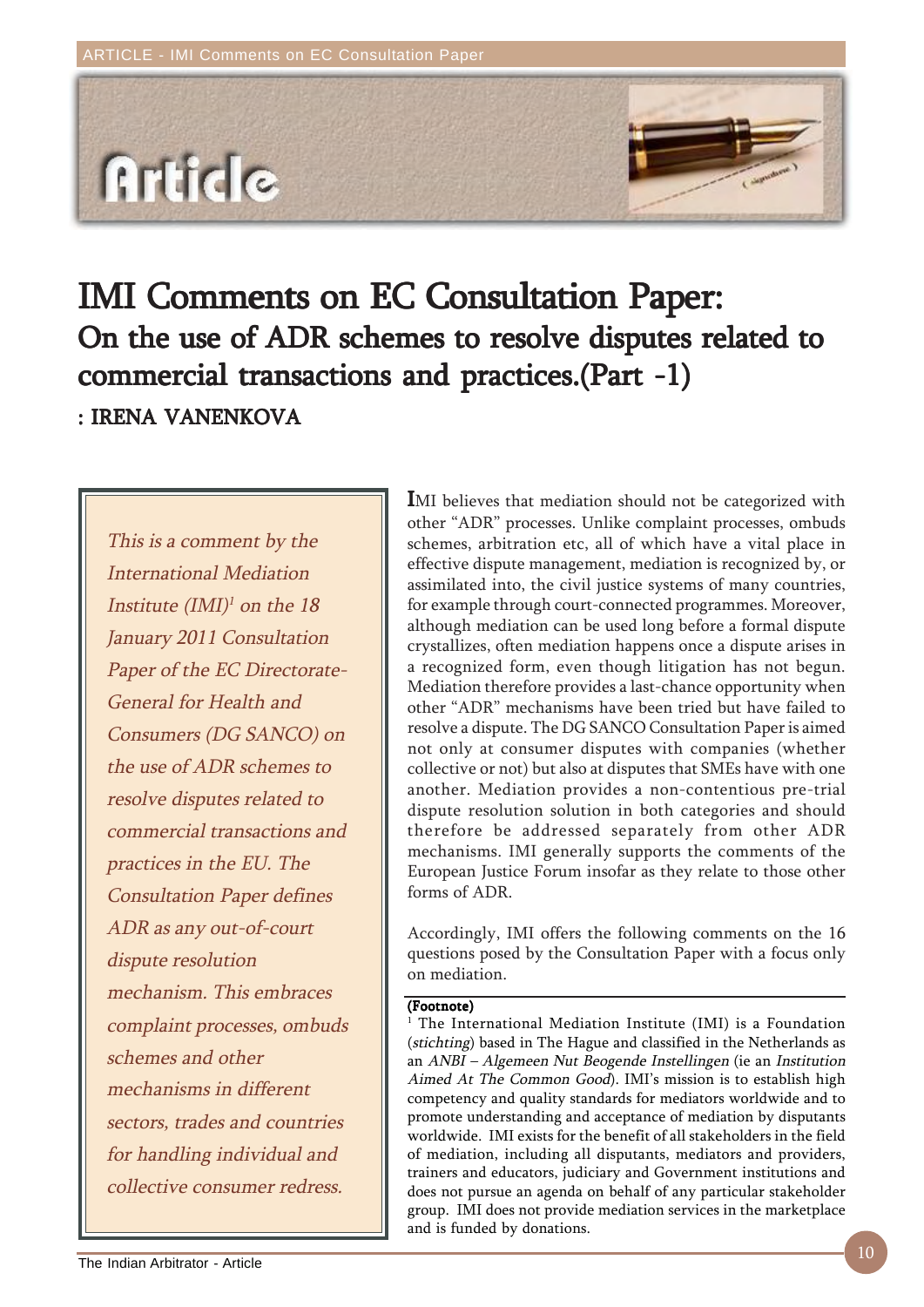# IMI Comments on EC Consultation Paper:

## On the use of ADR schemes to resolve disputes related to commercial transactions and practices.(Part -1)

**: IRENA VANENKOVA**

*This is a comment by the International Mediation Institute (IMI)[1] on the 18 January 2011 Consultation Paper of the EC Directorate-General for Health and Consumers (DG SANCO) on the use of ADR schemes to resolve disputes related to commercial transactions and practices in the EU. The Consultation Paper defines ADR as any out-of-court dispute resolution mechanism. This embraces complaint processes, ombuds schemes and other mechanisms in different sectors, trades and countries for handling individual and collective consumer redress.*

IMI believes that mediation should not be categorized with other "ADR" processes. Unlike complaint processes, ombuds schemes, arbitration etc, all of which have a vital place in effective dispute management, mediation is recognized by, or assimilated into, the civil justice systems of many countries, for example through court-connected programmes. Moreover, although mediation can be used long before a formal dispute crystallizes, often mediation happens once a dispute arises in a recognized form, even though litigation has not begun. Mediation therefore provides a last-chance opportunity when other "ADR" mechanisms have been tried but have failed to resolve a dispute. The DG SANCO Consultation Paper is aimed not only at consumer disputes with companies (whether collective or not) but also at disputes that SMEs have with one another. Mediation provides a non-contentious pre-trial dispute resolution solution in both categories and should therefore be addressed separately from other ADR mechanisms. IMI generally supports the comments of the European Justice Forum insofar as they relate to those other forms of ADR.

Accordingly, IMI offers the following comments on the 16 questions posed by the Consultation Paper with a focus only on mediation.

**(Footnote)**

[1] The International Mediation Institute (IMI) is a Foundation (*stichting*) based in The Hague and classified in the Netherlands as an *ANBI – Algemeen Nut Beogende Instellingen* (ie an *Institution Aimed At The Common Good*). IMI's mission is to establish high competency and quality standards for mediators worldwide and to promote understanding and acceptance of mediation by disputants worldwide. IMI exists for the benefit of all stakeholders in the field of mediation, including all disputants, mediators and providers, trainers and educators, judiciary and Government institutions and does not pursue an agenda on behalf of any particular stakeholder group. IMI does not provide mediation services in the marketplace and is funded by donations.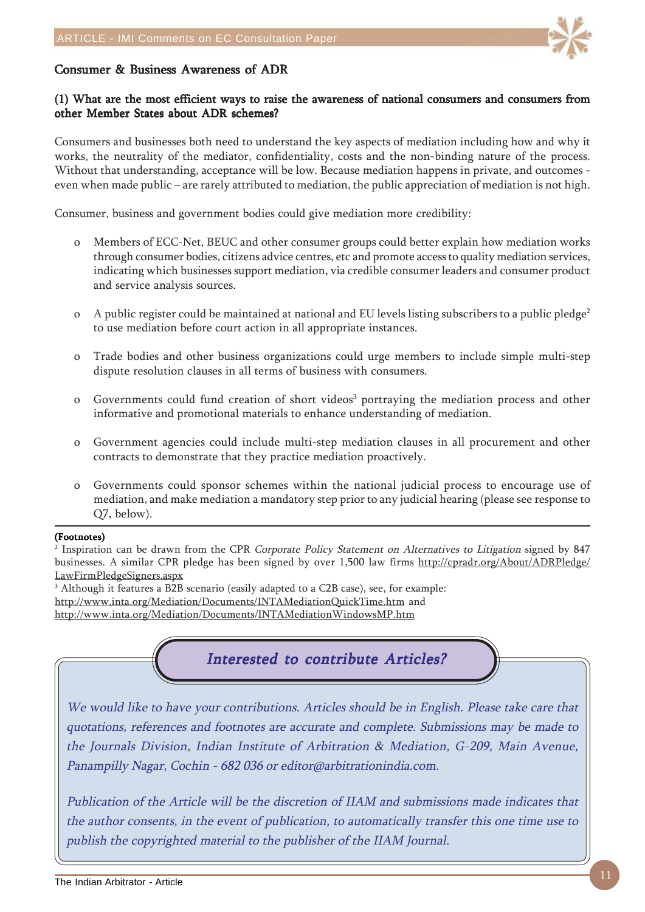## Consumer & Business Awareness of ADR

### (1) What are the most efficient ways to raise the awareness of national consumers and consumers from other Member States about ADR schemes?

Consumers and businesses both need to understand the key aspects of mediation including how and why it works, the neutrality of the mediator, confidentiality, costs and the non-binding nature of the process. Without that understanding, acceptance will be low. Because mediation happens in private, and outcomes - even when made public – are rarely attributed to mediation, the public appreciation of mediation is not high.

Consumer, business and government bodies could give mediation more credibility:

- Members of ECC-Net, BEUC and other consumer groups could better explain how mediation works through consumer bodies, citizens advice centres, etc and promote access to quality mediation services, indicating which businesses support mediation, via credible consumer leaders and consumer product and service analysis sources.
- A public register could be maintained at national and EU levels listing subscribers to a public pledge[2] to use mediation before court action in all appropriate instances.
- Trade bodies and other business organizations could urge members to include simple multi-step dispute resolution clauses in all terms of business with consumers.
- Governments could fund creation of short videos[3] portraying the mediation process and other informative and promotional materials to enhance understanding of mediation.
- Government agencies could include multi-step mediation clauses in all procurement and other contracts to demonstrate that they practice mediation proactively.
- Governments could sponsor schemes within the national judicial process to encourage use of mediation, and make mediation a mandatory step prior to any judicial hearing (please see response to Q7, below).

---

**(Footnotes)**

[2] Inspiration can be drawn from the CPR *Corporate Policy Statement on Alternatives to Litigation* signed by 847 businesses. A similar CPR pledge has been signed by over 1,500 law firms http://cpradr.org/About/ADRPledge/LawFirmPledgeSigners.aspx

[3] Although it features a B2B scenario (easily adapted to a C2B case), see, for example: http://www.inta.org/Mediation/Documents/INTAMediationQuickTime.htm and http://www.inta.org/Mediation/Documents/INTAMediationWindowsMP.htm

### *Interested to contribute Articles?*

*We would like to have your contributions. Articles should be in English. Please take care that quotations, references and footnotes are accurate and complete. Submissions may be made to the Journals Division, Indian Institute of Arbitration & Mediation, G-209, Main Avenue, Panampilly Nagar, Cochin - 682 036 or editor@arbitrationindia.com.*

*Publication of the Article will be the discretion of IIAM and submissions made indicates that the author consents, in the event of publication, to automatically transfer this one time use to publish the copyrighted material to the publisher of the IIAM Journal.*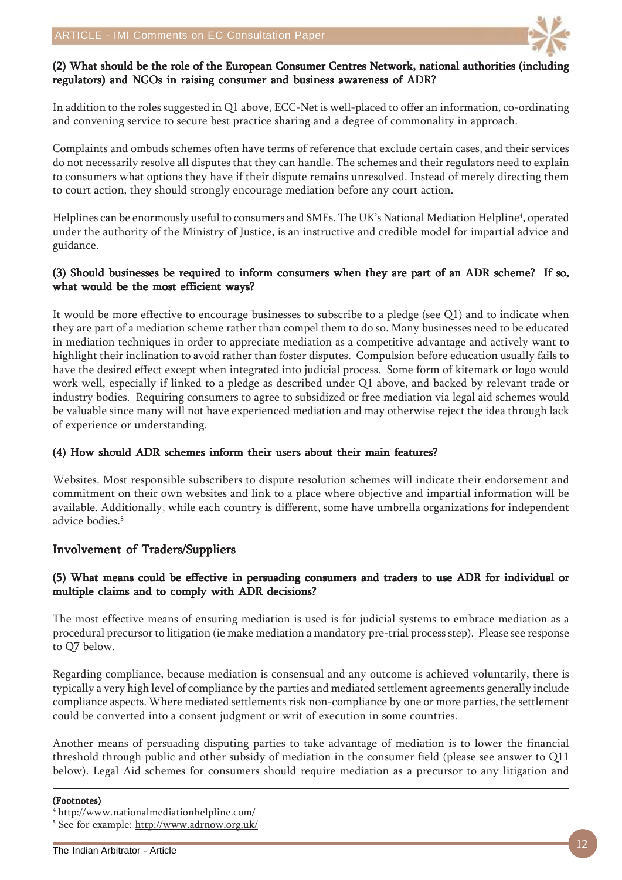**(2) What should be the role of the European Consumer Centres Network, national authorities (including regulators) and NGOs in raising consumer and business awareness of ADR?**

In addition to the roles suggested in Q1 above, ECC-Net is well-placed to offer an information, co-ordinating and convening service to secure best practice sharing and a degree of commonality in approach.

Complaints and ombuds schemes often have terms of reference that exclude certain cases, and their services do not necessarily resolve all disputes that they can handle. The schemes and their regulators need to explain to consumers what options they have if their dispute remains unresolved. Instead of merely directing them to court action, they should strongly encourage mediation before any court action.

Helplines can be enormously useful to consumers and SMEs. The UK's National Mediation Helpline[4], operated under the authority of the Ministry of Justice, is an instructive and credible model for impartial advice and guidance.

**(3) Should businesses be required to inform consumers when they are part of an ADR scheme? If so, what would be the most efficient ways?**

It would be more effective to encourage businesses to subscribe to a pledge (see Q1) and to indicate when they are part of a mediation scheme rather than compel them to do so. Many businesses need to be educated in mediation techniques in order to appreciate mediation as a competitive advantage and actively want to highlight their inclination to avoid rather than foster disputes. Compulsion before education usually fails to have the desired effect except when integrated into judicial process. Some form of kitemark or logo would work well, especially if linked to a pledge as described under Q1 above, and backed by relevant trade or industry bodies. Requiring consumers to agree to subsidized or free mediation via legal aid schemes would be valuable since many will not have experienced mediation and may otherwise reject the idea through lack of experience or understanding.

**(4) How should ADR schemes inform their users about their main features?**

Websites. Most responsible subscribers to dispute resolution schemes will indicate their endorsement and commitment on their own websites and link to a place where objective and impartial information will be available. Additionally, while each country is different, some have umbrella organizations for independent advice bodies.[5]

## Involvement of Traders/Suppliers

**(5) What means could be effective in persuading consumers and traders to use ADR for individual or multiple claims and to comply with ADR decisions?**

The most effective means of ensuring mediation is used is for judicial systems to embrace mediation as a procedural precursor to litigation (ie make mediation a mandatory pre-trial process step). Please see response to Q7 below.

Regarding compliance, because mediation is consensual and any outcome is achieved voluntarily, there is typically a very high level of compliance by the parties and mediated settlement agreements generally include compliance aspects. Where mediated settlements risk non-compliance by one or more parties, the settlement could be converted into a consent judgment or writ of execution in some countries.

Another means of persuading disputing parties to take advantage of mediation is to lower the financial threshold through public and other subsidy of mediation in the consumer field (please see answer to Q11 below). Legal Aid schemes for consumers should require mediation as a precursor to any litigation and

**(Footnotes)**

[4] http://www.nationalmediationhelpline.com/

[5] See for example: http://www.adrnow.org.uk/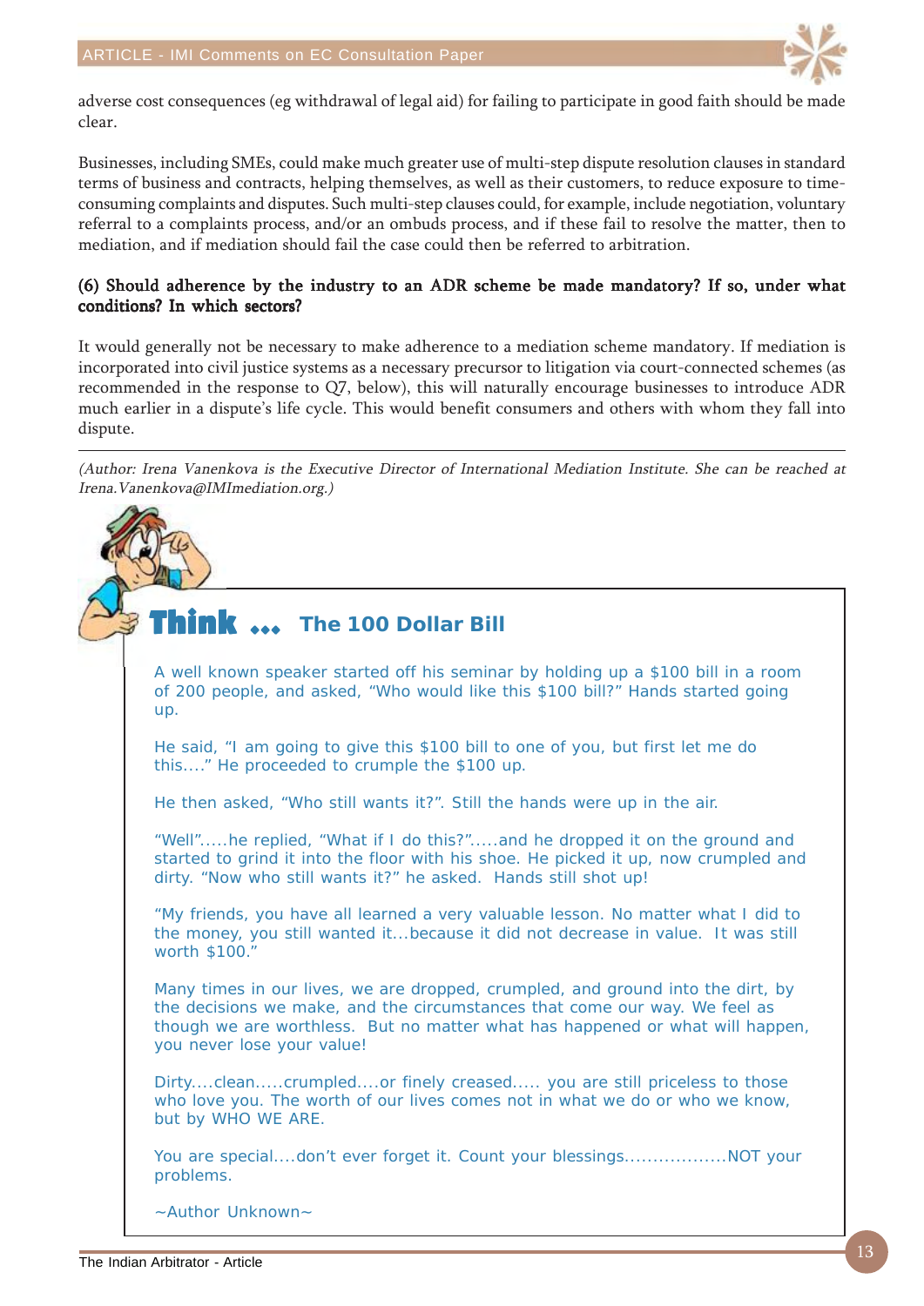adverse cost consequences (eg withdrawal of legal aid) for failing to participate in good faith should be made clear.

Businesses, including SMEs, could make much greater use of multi-step dispute resolution clauses in standard terms of business and contracts, helping themselves, as well as their customers, to reduce exposure to time-consuming complaints and disputes. Such multi-step clauses could, for example, include negotiation, voluntary referral to a complaints process, and/or an ombuds process, and if these fail to resolve the matter, then to mediation, and if mediation should fail the case could then be referred to arbitration.

**(6) Should adherence by the industry to an ADR scheme be made mandatory? If so, under what conditions? In which sectors?**

It would generally not be necessary to make adherence to a mediation scheme mandatory. If mediation is incorporated into civil justice systems as a necessary precursor to litigation via court-connected schemes (as recommended in the response to Q7, below), this will naturally encourage businesses to introduce ADR much earlier in a dispute's life cycle. This would benefit consumers and others with whom they fall into dispute.

*(Author: Irena Vanenkova is the Executive Director of International Mediation Institute. She can be reached at Irena.Vanenkova@IMImediation.org.)*

## Think ... The 100 Dollar Bill

A well known speaker started off his seminar by holding up a $100 bill in a room of 200 people, and asked, "Who would like this $100 bill?" Hands started going up.

He said, "I am going to give this $100 bill to one of you, but first let me do this...." He proceeded to crumple the $100 up.

He then asked, "Who still wants it?". Still the hands were up in the air.

"Well".....he replied, "What if I do this?".....and he dropped it on the ground and started to grind it into the floor with his shoe. He picked it up, now crumpled and dirty. "Now who still wants it?" he asked. Hands still shot up!

"My friends, you have all learned a very valuable lesson. No matter what I did to the money, you still wanted it...because it did not decrease in value. It was still worth $100."

Many times in our lives, we are dropped, crumpled, and ground into the dirt, by the decisions we make, and the circumstances that come our way. We feel as though we are worthless. But no matter what has happened or what will happen, you never lose your value!

Dirty....clean.....crumpled....or finely creased..... you are still priceless to those who love you. The worth of our lives comes not in what we do or who we know, but by WHO WE ARE.

You are special....don't ever forget it. Count your blessings..................NOT your problems.

~Author Unknown~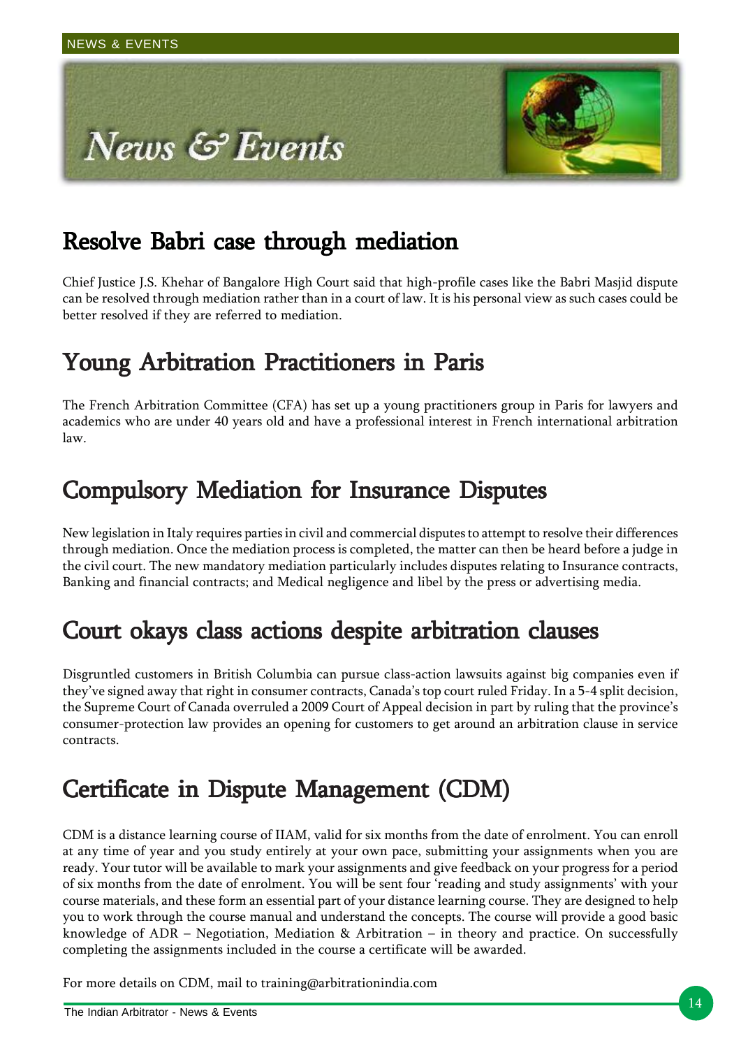# News & Events

## Resolve Babri case through mediation

Chief Justice J.S. Khehar of Bangalore High Court said that high-profile cases like the Babri Masjid dispute can be resolved through mediation rather than in a court of law. It is his personal view as such cases could be better resolved if they are referred to mediation.

## Young Arbitration Practitioners in Paris

The French Arbitration Committee (CFA) has set up a young practitioners group in Paris for lawyers and academics who are under 40 years old and have a professional interest in French international arbitration law.

## Compulsory Mediation for Insurance Disputes

New legislation in Italy requires parties in civil and commercial disputes to attempt to resolve their differences through mediation. Once the mediation process is completed, the matter can then be heard before a judge in the civil court. The new mandatory mediation particularly includes disputes relating to Insurance contracts, Banking and financial contracts; and Medical negligence and libel by the press or advertising media.

## Court okays class actions despite arbitration clauses

Disgruntled customers in British Columbia can pursue class-action lawsuits against big companies even if they've signed away that right in consumer contracts, Canada's top court ruled Friday. In a 5-4 split decision, the Supreme Court of Canada overruled a 2009 Court of Appeal decision in part by ruling that the province's consumer-protection law provides an opening for customers to get around an arbitration clause in service contracts.

## Certificate in Dispute Management (CDM)

CDM is a distance learning course of IIAM, valid for six months from the date of enrolment. You can enroll at any time of year and you study entirely at your own pace, submitting your assignments when you are ready. Your tutor will be available to mark your assignments and give feedback on your progress for a period of six months from the date of enrolment. You will be sent four 'reading and study assignments' with your course materials, and these form an essential part of your distance learning course. They are designed to help you to work through the course manual and understand the concepts. The course will provide a good basic knowledge of ADR – Negotiation, Mediation & Arbitration – in theory and practice. On successfully completing the assignments included in the course a certificate will be awarded.

For more details on CDM, mail to training@arbitrationindia.com